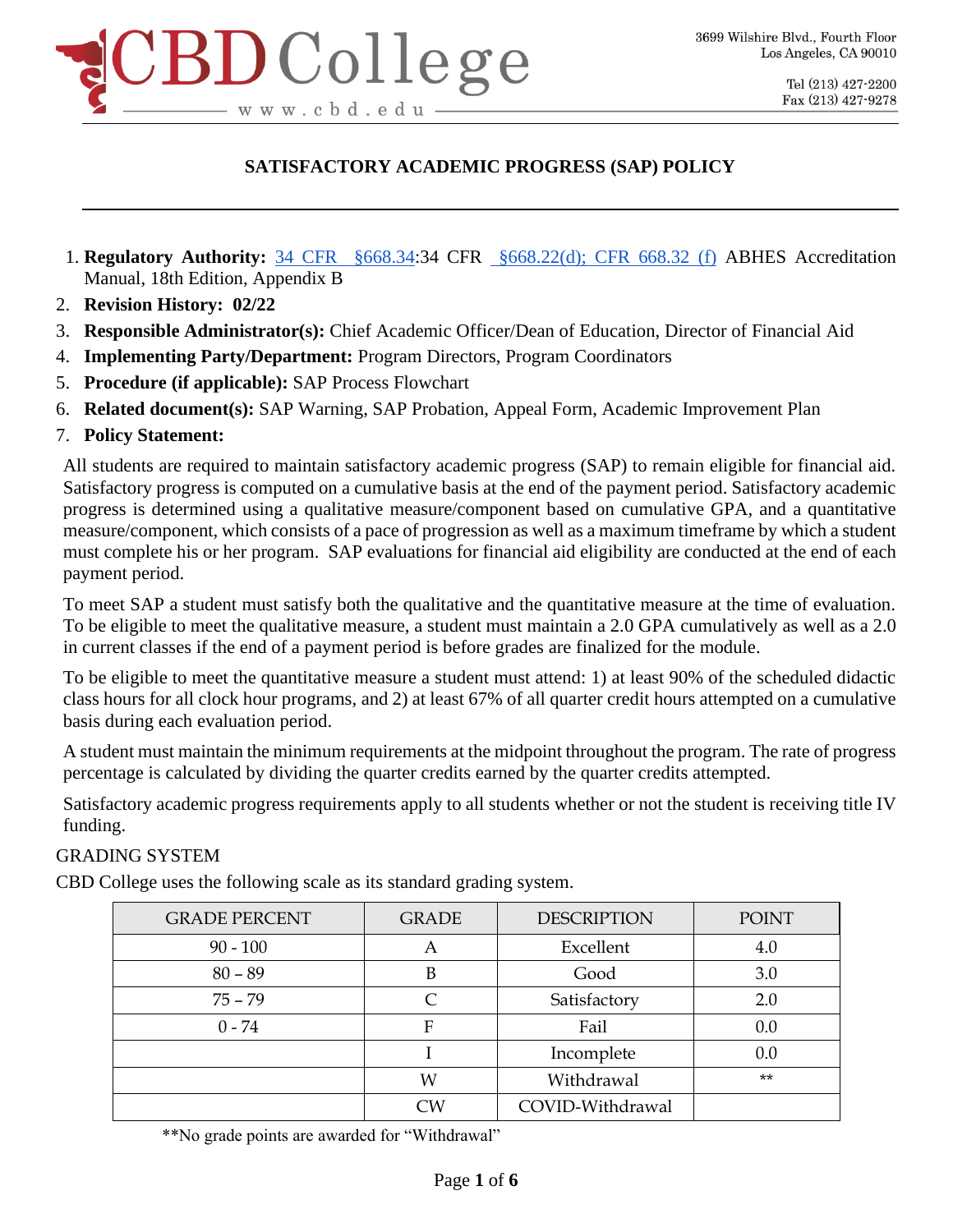CBD College

www.cbd.edu

3699 Wilshire Blvd., Fourth Floor
Los Angeles, CA 90010

Tel (213) 427-2200
Fax (213) 427-9278

## SATISFACTORY ACADEMIC PROGRESS (SAP) POLICY

1. **Regulatory Authority:** 34 CFR §668.34:34 CFR §668.22(d); CFR 668.32 (f) ABHES Accreditation Manual, 18th Edition, Appendix B
2. **Revision History: 02/22**
3. **Responsible Administrator(s):** Chief Academic Officer/Dean of Education, Director of Financial Aid
4. **Implementing Party/Department:** Program Directors, Program Coordinators
5. **Procedure (if applicable):** SAP Process Flowchart
6. **Related document(s):** SAP Warning, SAP Probation, Appeal Form, Academic Improvement Plan
7. **Policy Statement:**

All students are required to maintain satisfactory academic progress (SAP) to remain eligible for financial aid. Satisfactory progress is computed on a cumulative basis at the end of the payment period. Satisfactory academic progress is determined using a qualitative measure/component based on cumulative GPA, and a quantitative measure/component, which consists of a pace of progression as well as a maximum timeframe by which a student must complete his or her program. SAP evaluations for financial aid eligibility are conducted at the end of each payment period.

To meet SAP a student must satisfy both the qualitative and the quantitative measure at the time of evaluation. To be eligible to meet the qualitative measure, a student must maintain a 2.0 GPA cumulatively as well as a 2.0 in current classes if the end of a payment period is before grades are finalized for the module.

To be eligible to meet the quantitative measure a student must attend: 1) at least 90% of the scheduled didactic class hours for all clock hour programs, and 2) at least 67% of all quarter credit hours attempted on a cumulative basis during each evaluation period.

A student must maintain the minimum requirements at the midpoint throughout the program. The rate of progress percentage is calculated by dividing the quarter credits earned by the quarter credits attempted.

Satisfactory academic progress requirements apply to all students whether or not the student is receiving title IV funding.

GRADING SYSTEM

CBD College uses the following scale as its standard grading system.

| GRADE PERCENT | GRADE | DESCRIPTION | POINT |
|---|---|---|---|
| 90 - 100 | A | Excellent | 4.0 |
| 80 – 89 | B | Good | 3.0 |
| 75 – 79 | C | Satisfactory | 2.0 |
| 0 - 74 | F | Fail | 0.0 |
| | I | Incomplete | 0.0 |
| | W | Withdrawal | ** |
| | CW | COVID-Withdrawal | |

**No grade points are awarded for "Withdrawal"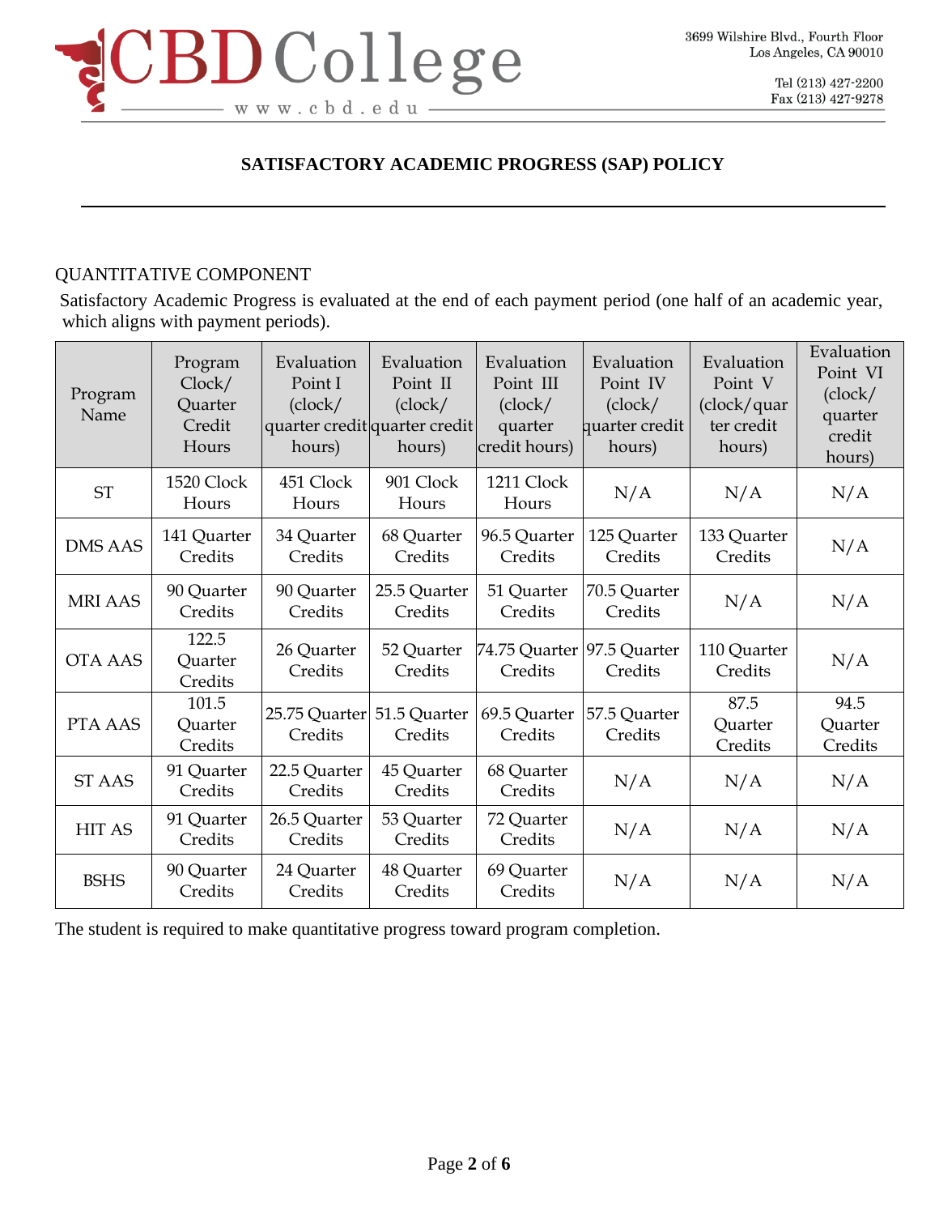## SATISFACTORY ACADEMIC PROGRESS (SAP) POLICY

QUANTITATIVE COMPONENT

Satisfactory Academic Progress is evaluated at the end of each payment period (one half of an academic year, which aligns with payment periods).

| Program Name | Program Clock/ Quarter Credit Hours | Evaluation Point I (clock/ quarter credit hours) | Evaluation Point II (clock/ quarter credit hours) | Evaluation Point III (clock/ quarter credit hours) | Evaluation Point IV (clock/ quarter credit hours) | Evaluation Point V (clock/quarter credit hours) | Evaluation Point VI (clock/ quarter credit hours) |
|---|---|---|---|---|---|---|---|
| ST | 1520 Clock Hours | 451 Clock Hours | 901 Clock Hours | 1211 Clock Hours | N/A | N/A | N/A |
| DMS AAS | 141 Quarter Credits | 34 Quarter Credits | 68 Quarter Credits | 96.5 Quarter Credits | 125 Quarter Credits | 133 Quarter Credits | N/A |
| MRI AAS | 90 Quarter Credits | 90 Quarter Credits | 25.5 Quarter Credits | 51 Quarter Credits | 70.5 Quarter Credits | N/A | N/A |
| OTA AAS | 122.5 Quarter Credits | 26 Quarter Credits | 52 Quarter Credits | 74.75 Quarter Credits | 97.5 Quarter Credits | 110 Quarter Credits | N/A |
| PTA AAS | 101.5 Quarter Credits | 25.75 Quarter Credits | 51.5 Quarter Credits | 69.5 Quarter Credits | 57.5 Quarter Credits | 87.5 Quarter Credits | 94.5 Quarter Credits |
| ST AAS | 91 Quarter Credits | 22.5 Quarter Credits | 45 Quarter Credits | 68 Quarter Credits | N/A | N/A | N/A |
| HIT AS | 91 Quarter Credits | 26.5 Quarter Credits | 53 Quarter Credits | 72 Quarter Credits | N/A | N/A | N/A |
| BSHS | 90 Quarter Credits | 24 Quarter Credits | 48 Quarter Credits | 69 Quarter Credits | N/A | N/A | N/A |

The student is required to make quantitative progress toward program completion.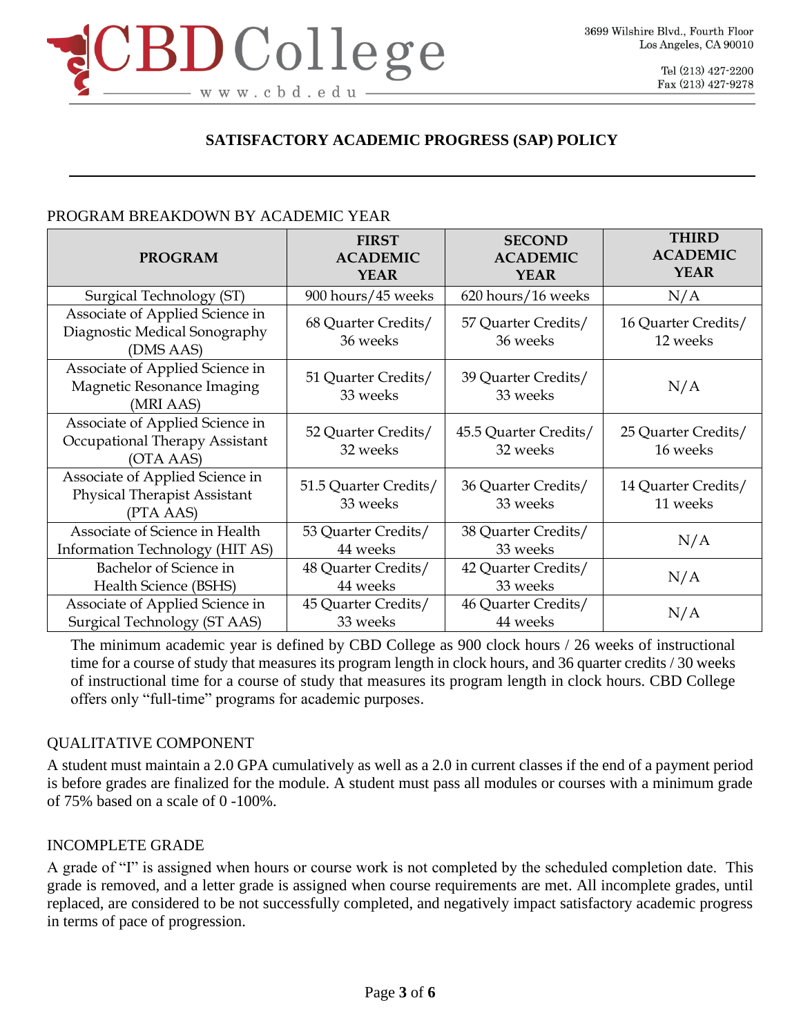# SATISFACTORY ACADEMIC PROGRESS (SAP) POLICY

PROGRAM BREAKDOWN BY ACADEMIC YEAR

| PROGRAM | FIRST ACADEMIC YEAR | SECOND ACADEMIC YEAR | THIRD ACADEMIC YEAR |
|---|---|---|---|
| Surgical Technology (ST) | 900 hours/45 weeks | 620 hours/16 weeks | N/A |
| Associate of Applied Science in Diagnostic Medical Sonography (DMS AAS) | 68 Quarter Credits/ 36 weeks | 57 Quarter Credits/ 36 weeks | 16 Quarter Credits/ 12 weeks |
| Associate of Applied Science in Magnetic Resonance Imaging (MRI AAS) | 51 Quarter Credits/ 33 weeks | 39 Quarter Credits/ 33 weeks | N/A |
| Associate of Applied Science in Occupational Therapy Assistant (OTA AAS) | 52 Quarter Credits/ 32 weeks | 45.5 Quarter Credits/ 32 weeks | 25 Quarter Credits/ 16 weeks |
| Associate of Applied Science in Physical Therapist Assistant (PTA AAS) | 51.5 Quarter Credits/ 33 weeks | 36 Quarter Credits/ 33 weeks | 14 Quarter Credits/ 11 weeks |
| Associate of Science in Health Information Technology (HIT AS) | 53 Quarter Credits/ 44 weeks | 38 Quarter Credits/ 33 weeks | N/A |
| Bachelor of Science in Health Science (BSHS) | 48 Quarter Credits/ 44 weeks | 42 Quarter Credits/ 33 weeks | N/A |
| Associate of Applied Science in Surgical Technology (ST AAS) | 45 Quarter Credits/ 33 weeks | 46 Quarter Credits/ 44 weeks | N/A |

The minimum academic year is defined by CBD College as 900 clock hours / 26 weeks of instructional time for a course of study that measures its program length in clock hours, and 36 quarter credits / 30 weeks of instructional time for a course of study that measures its program length in clock hours. CBD College offers only "full-time" programs for academic purposes.

## QUALITATIVE COMPONENT

A student must maintain a 2.0 GPA cumulatively as well as a 2.0 in current classes if the end of a payment period is before grades are finalized for the module. A student must pass all modules or courses with a minimum grade of 75% based on a scale of 0 -100%.

## INCOMPLETE GRADE

A grade of "I" is assigned when hours or course work is not completed by the scheduled completion date. This grade is removed, and a letter grade is assigned when course requirements are met. All incomplete grades, until replaced, are considered to be not successfully completed, and negatively impact satisfactory academic progress in terms of pace of progression.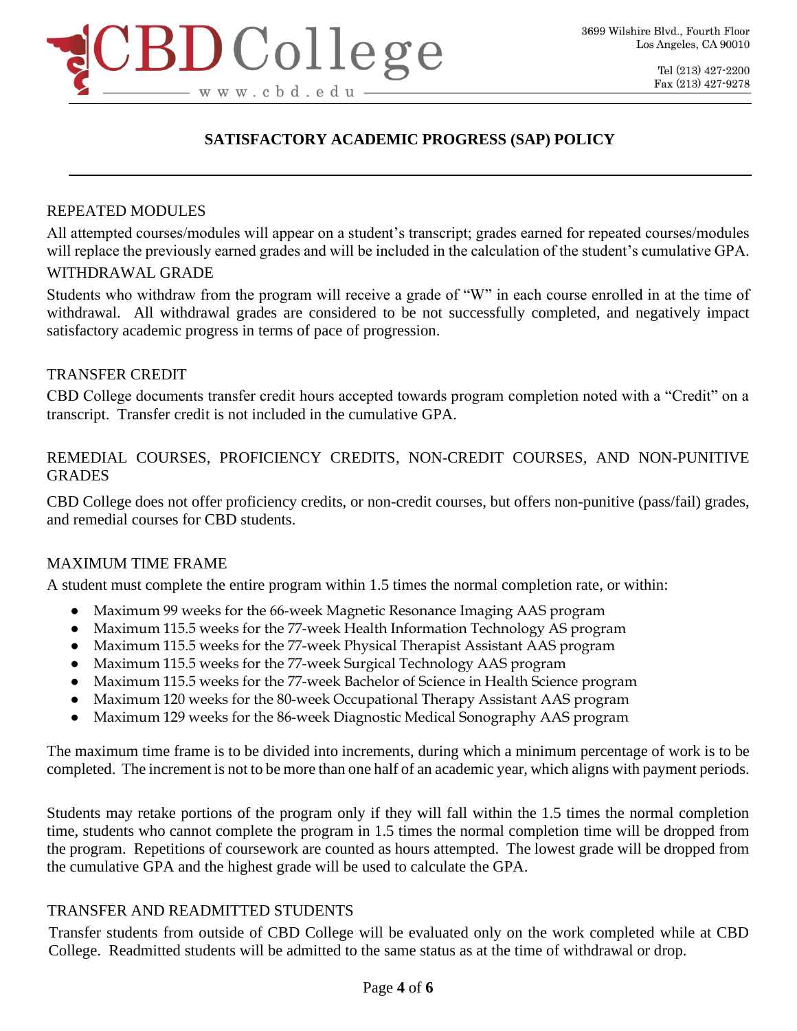## SATISFACTORY ACADEMIC PROGRESS (SAP) POLICY

### REPEATED MODULES

All attempted courses/modules will appear on a student's transcript; grades earned for repeated courses/modules will replace the previously earned grades and will be included in the calculation of the student's cumulative GPA.

### WITHDRAWAL GRADE

Students who withdraw from the program will receive a grade of "W" in each course enrolled in at the time of withdrawal. All withdrawal grades are considered to be not successfully completed, and negatively impact satisfactory academic progress in terms of pace of progression.

### TRANSFER CREDIT

CBD College documents transfer credit hours accepted towards program completion noted with a "Credit" on a transcript. Transfer credit is not included in the cumulative GPA.

### REMEDIAL COURSES, PROFICIENCY CREDITS, NON-CREDIT COURSES, AND NON-PUNITIVE GRADES

CBD College does not offer proficiency credits, or non-credit courses, but offers non-punitive (pass/fail) grades, and remedial courses for CBD students.

### MAXIMUM TIME FRAME

A student must complete the entire program within 1.5 times the normal completion rate, or within:

- Maximum 99 weeks for the 66-week Magnetic Resonance Imaging AAS program
- Maximum 115.5 weeks for the 77-week Health Information Technology AS program
- Maximum 115.5 weeks for the 77-week Physical Therapist Assistant AAS program
- Maximum 115.5 weeks for the 77-week Surgical Technology AAS program
- Maximum 115.5 weeks for the 77-week Bachelor of Science in Health Science program
- Maximum 120 weeks for the 80-week Occupational Therapy Assistant AAS program
- Maximum 129 weeks for the 86-week Diagnostic Medical Sonography AAS program

The maximum time frame is to be divided into increments, during which a minimum percentage of work is to be completed. The increment is not to be more than one half of an academic year, which aligns with payment periods.

Students may retake portions of the program only if they will fall within the 1.5 times the normal completion time, students who cannot complete the program in 1.5 times the normal completion time will be dropped from the program. Repetitions of coursework are counted as hours attempted. The lowest grade will be dropped from the cumulative GPA and the highest grade will be used to calculate the GPA.

### TRANSFER AND READMITTED STUDENTS

Transfer students from outside of CBD College will be evaluated only on the work completed while at CBD College. Readmitted students will be admitted to the same status as at the time of withdrawal or drop.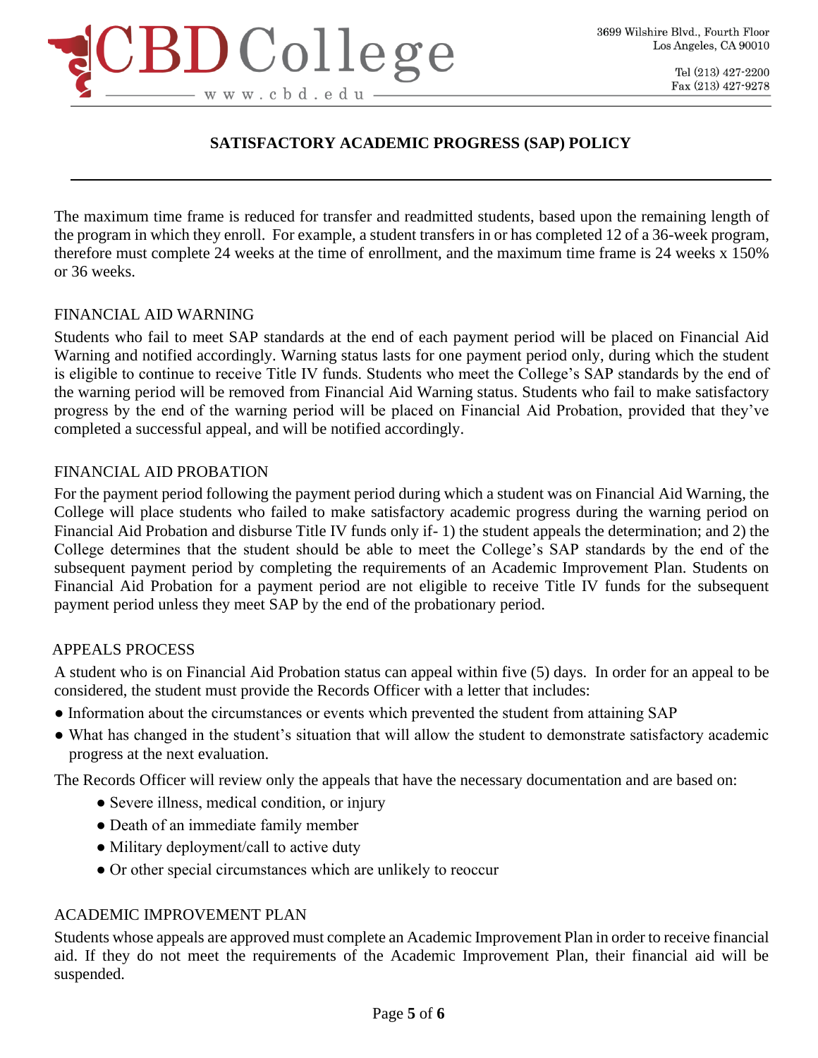## SATISFACTORY ACADEMIC PROGRESS (SAP) POLICY

The maximum time frame is reduced for transfer and readmitted students, based upon the remaining length of the program in which they enroll. For example, a student transfers in or has completed 12 of a 36-week program, therefore must complete 24 weeks at the time of enrollment, and the maximum time frame is 24 weeks x 150% or 36 weeks.

### FINANCIAL AID WARNING

Students who fail to meet SAP standards at the end of each payment period will be placed on Financial Aid Warning and notified accordingly. Warning status lasts for one payment period only, during which the student is eligible to continue to receive Title IV funds. Students who meet the College's SAP standards by the end of the warning period will be removed from Financial Aid Warning status. Students who fail to make satisfactory progress by the end of the warning period will be placed on Financial Aid Probation, provided that they've completed a successful appeal, and will be notified accordingly.

### FINANCIAL AID PROBATION

For the payment period following the payment period during which a student was on Financial Aid Warning, the College will place students who failed to make satisfactory academic progress during the warning period on Financial Aid Probation and disburse Title IV funds only if- 1) the student appeals the determination; and 2) the College determines that the student should be able to meet the College's SAP standards by the end of the subsequent payment period by completing the requirements of an Academic Improvement Plan. Students on Financial Aid Probation for a payment period are not eligible to receive Title IV funds for the subsequent payment period unless they meet SAP by the end of the probationary period.

### APPEALS PROCESS

A student who is on Financial Aid Probation status can appeal within five (5) days. In order for an appeal to be considered, the student must provide the Records Officer with a letter that includes:

- Information about the circumstances or events which prevented the student from attaining SAP
- What has changed in the student's situation that will allow the student to demonstrate satisfactory academic progress at the next evaluation.

The Records Officer will review only the appeals that have the necessary documentation and are based on:

- Severe illness, medical condition, or injury
- Death of an immediate family member
- Military deployment/call to active duty
- Or other special circumstances which are unlikely to reoccur

### ACADEMIC IMPROVEMENT PLAN

Students whose appeals are approved must complete an Academic Improvement Plan in order to receive financial aid. If they do not meet the requirements of the Academic Improvement Plan, their financial aid will be suspended.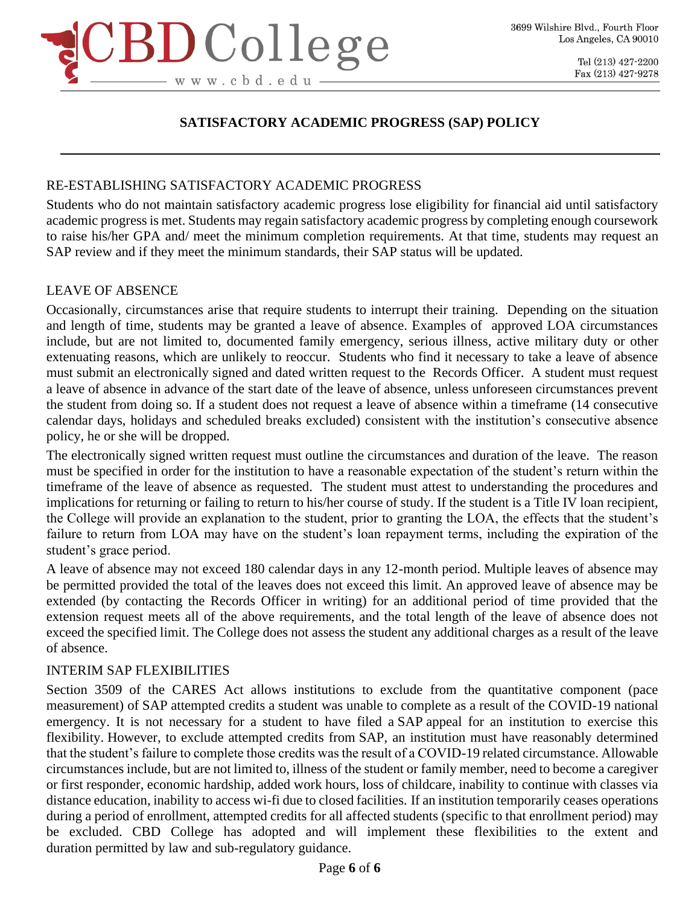# SATISFACTORY ACADEMIC PROGRESS (SAP) POLICY

## RE-ESTABLISHING SATISFACTORY ACADEMIC PROGRESS

Students who do not maintain satisfactory academic progress lose eligibility for financial aid until satisfactory academic progress is met. Students may regain satisfactory academic progress by completing enough coursework to raise his/her GPA and/ meet the minimum completion requirements. At that time, students may request an SAP review and if they meet the minimum standards, their SAP status will be updated.

## LEAVE OF ABSENCE

Occasionally, circumstances arise that require students to interrupt their training. Depending on the situation and length of time, students may be granted a leave of absence. Examples of approved LOA circumstances include, but are not limited to, documented family emergency, serious illness, active military duty or other extenuating reasons, which are unlikely to reoccur. Students who find it necessary to take a leave of absence must submit an electronically signed and dated written request to the Records Officer. A student must request a leave of absence in advance of the start date of the leave of absence, unless unforeseen circumstances prevent the student from doing so. If a student does not request a leave of absence within a timeframe (14 consecutive calendar days, holidays and scheduled breaks excluded) consistent with the institution's consecutive absence policy, he or she will be dropped.

The electronically signed written request must outline the circumstances and duration of the leave. The reason must be specified in order for the institution to have a reasonable expectation of the student's return within the timeframe of the leave of absence as requested. The student must attest to understanding the procedures and implications for returning or failing to return to his/her course of study. If the student is a Title IV loan recipient, the College will provide an explanation to the student, prior to granting the LOA, the effects that the student's failure to return from LOA may have on the student's loan repayment terms, including the expiration of the student's grace period.

A leave of absence may not exceed 180 calendar days in any 12-month period. Multiple leaves of absence may be permitted provided the total of the leaves does not exceed this limit. An approved leave of absence may be extended (by contacting the Records Officer in writing) for an additional period of time provided that the extension request meets all of the above requirements, and the total length of the leave of absence does not exceed the specified limit. The College does not assess the student any additional charges as a result of the leave of absence.

## INTERIM SAP FLEXIBILITIES

Section 3509 of the CARES Act allows institutions to exclude from the quantitative component (pace measurement) of SAP attempted credits a student was unable to complete as a result of the COVID-19 national emergency. It is not necessary for a student to have filed a SAP appeal for an institution to exercise this flexibility. However, to exclude attempted credits from SAP, an institution must have reasonably determined that the student's failure to complete those credits was the result of a COVID-19 related circumstance. Allowable circumstances include, but are not limited to, illness of the student or family member, need to become a caregiver or first responder, economic hardship, added work hours, loss of childcare, inability to continue with classes via distance education, inability to access wi-fi due to closed facilities. If an institution temporarily ceases operations during a period of enrollment, attempted credits for all affected students (specific to that enrollment period) may be excluded. CBD College has adopted and will implement these flexibilities to the extent and duration permitted by law and sub-regulatory guidance.